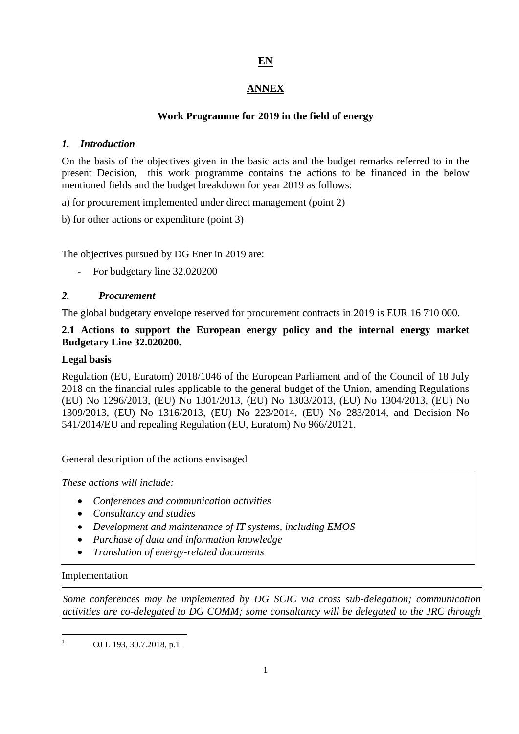**EN**

**ANNEX**

**Work Programme for 2019 in the field of energy**

## *1. Introduction*

On the basis of the objectives given in the basic acts and the budget remarks referred to in the present Decision, this work programme contains the actions to be financed in the below mentioned fields and the budget breakdown for year 2019 as follows:

a) for procurement implemented under direct management (point 2)

b) for other actions or expenditure (point 3)

The objectives pursued by DG Ener in 2019 are:

- For budgetary line 32.020200

## *2. Procurement*

The global budgetary envelope reserved for procurement contracts in 2019 is EUR 16 710 000.

### 2.1 Actions to support the European energy policy and the internal energy market Budgetary Line 32.020200.

**Legal basis**

Regulation (EU, Euratom) 2018/1046 of the European Parliament and of the Council of 18 July 2018 on the financial rules applicable to the general budget of the Union, amending Regulations (EU) No 1296/2013, (EU) No 1301/2013, (EU) No 1303/2013, (EU) No 1304/2013, (EU) No 1309/2013, (EU) No 1316/2013, (EU) No 223/2014, (EU) No 283/2014, and Decision No 541/2014/EU and repealing Regulation (EU, Euratom) No 966/2012[1].

General description of the actions envisaged

*These actions will include:*

- *Conferences and communication activities*
- *Consultancy and studies*
- *Development and maintenance of IT systems, including EMOS*
- *Purchase of data and information knowledge*
- *Translation of energy-related documents*

Implementation

*Some conferences may be implemented by DG SCIC via cross sub-delegation; communication activities are co-delegated to DG COMM; some consultancy will be delegated to the JRC through*

[1] OJ L 193, 30.7.2018, p.1.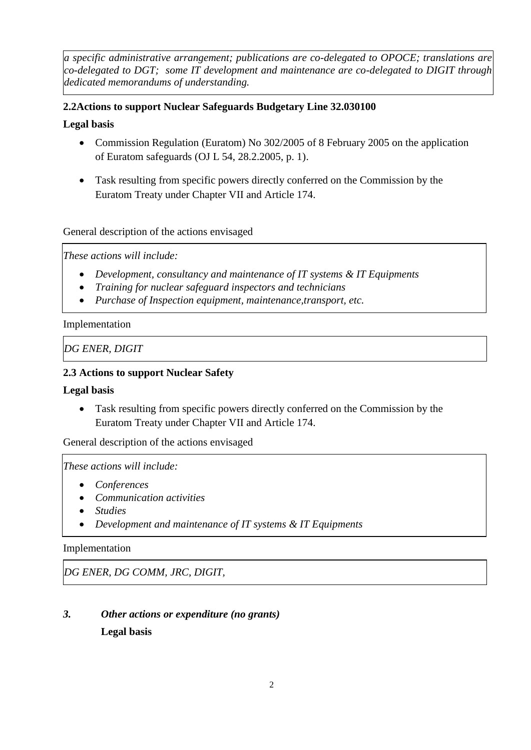*a specific administrative arrangement; publications are co-delegated to OPOCE; translations are co-delegated to DGT; some IT development and maintenance are co-delegated to DIGIT through dedicated memorandums of understanding.*

### 2.2Actions to support Nuclear Safeguards Budgetary Line 32.030100

**Legal basis**

- Commission Regulation (Euratom) No 302/2005 of 8 February 2005 on the application of Euratom safeguards (OJ L 54, 28.2.2005, p. 1).
- Task resulting from specific powers directly conferred on the Commission by the Euratom Treaty under Chapter VII and Article 174.

General description of the actions envisaged

*These actions will include:*

- *Development, consultancy and maintenance of IT systems & IT Equipments*
- *Training for nuclear safeguard inspectors and technicians*
- *Purchase of Inspection equipment, maintenance,transport, etc.*

Implementation

*DG ENER, DIGIT*

### 2.3 Actions to support Nuclear Safety

**Legal basis**

- Task resulting from specific powers directly conferred on the Commission by the Euratom Treaty under Chapter VII and Article 174.

General description of the actions envisaged

*These actions will include:*

- *Conferences*
- *Communication activities*
- *Studies*
- *Development and maintenance of IT systems & IT Equipments*

Implementation

*DG ENER, DG COMM, JRC, DIGIT,*

## *3. Other actions or expenditure (no grants)*

**Legal basis**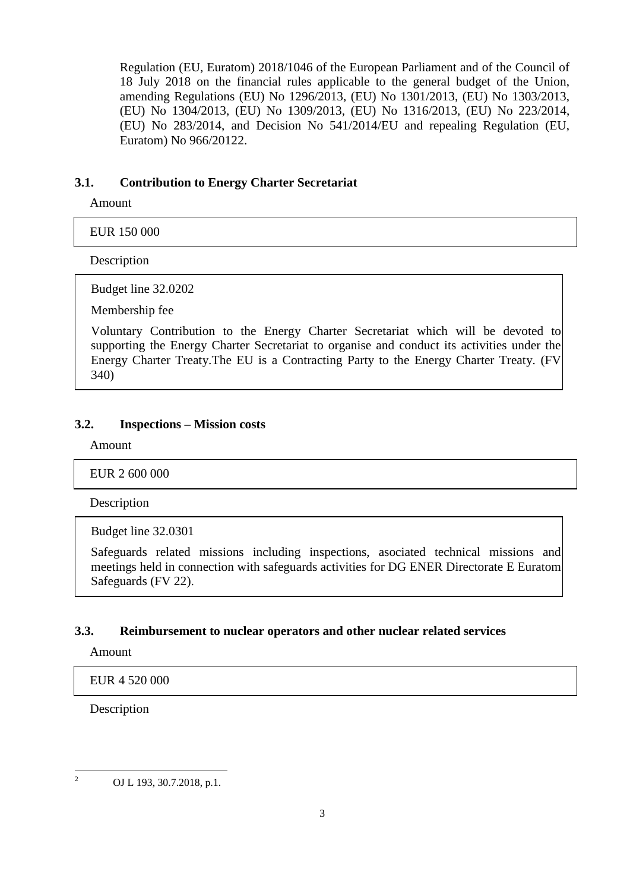Regulation (EU, Euratom) 2018/1046 of the European Parliament and of the Council of 18 July 2018 on the financial rules applicable to the general budget of the Union, amending Regulations (EU) No 1296/2013, (EU) No 1301/2013, (EU) No 1303/2013, (EU) No 1304/2013, (EU) No 1309/2013, (EU) No 1316/2013, (EU) No 223/2014, (EU) No 283/2014, and Decision No 541/2014/EU and repealing Regulation (EU, Euratom) No 966/2012[2].

### 3.1. Contribution to Energy Charter Secretariat

Amount

| EUR 150 000 |
|---|

Description

| Budget line 32.0202<br>Membership fee<br>Voluntary Contribution to the Energy Charter Secretariat which will be devoted to supporting the Energy Charter Secretariat to organise and conduct its activities under the Energy Charter Treaty.The EU is a Contracting Party to the Energy Charter Treaty. (FV 340) |
|---|

### 3.2. Inspections – Mission costs

Amount

| EUR 2 600 000 |
|---|

Description

| Budget line 32.0301<br>Safeguards related missions including inspections, asociated technical missions and meetings held in connection with safeguards activities for DG ENER Directorate E Euratom Safeguards (FV 22). |
|---|

### 3.3. Reimbursement to nuclear operators and other nuclear related services

Amount

| EUR 4 520 000 |
|---|

Description

[2] OJ L 193, 30.7.2018, p.1.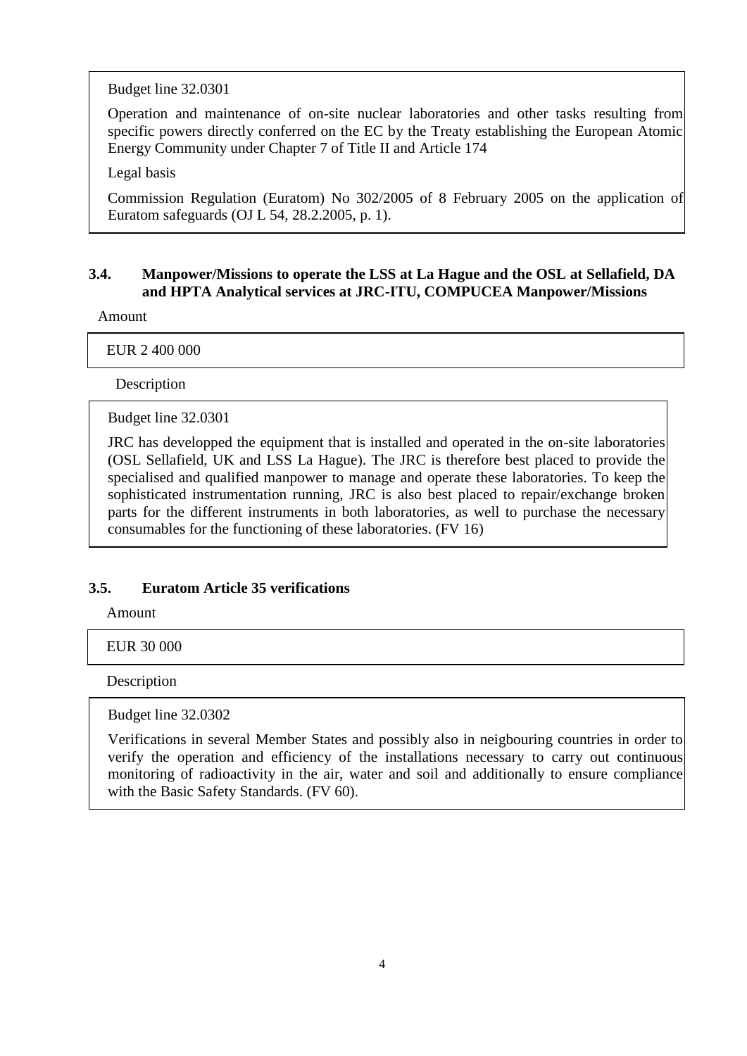Budget line 32.0301

Operation and maintenance of on-site nuclear laboratories and other tasks resulting from specific powers directly conferred on the EC by the Treaty establishing the European Atomic Energy Community under Chapter 7 of Title II and Article 174

Legal basis

Commission Regulation (Euratom) No 302/2005 of 8 February 2005 on the application of Euratom safeguards (OJ L 54, 28.2.2005, p. 1).

### 3.4. Manpower/Missions to operate the LSS at La Hague and the OSL at Sellafield, DA and HPTA Analytical services at JRC-ITU, COMPUCEA Manpower/Missions

Amount

EUR 2 400 000

Description

Budget line 32.0301

JRC has developped the equipment that is installed and operated in the on-site laboratories (OSL Sellafield, UK and LSS La Hague). The JRC is therefore best placed to provide the specialised and qualified manpower to manage and operate these laboratories. To keep the sophisticated instrumentation running, JRC is also best placed to repair/exchange broken parts for the different instruments in both laboratories, as well to purchase the necessary consumables for the functioning of these laboratories. (FV 16)

### 3.5. Euratom Article 35 verifications

Amount

EUR 30 000

Description

Budget line 32.0302

Verifications in several Member States and possibly also in neigbouring countries in order to verify the operation and efficiency of the installations necessary to carry out continuous monitoring of radioactivity in the air, water and soil and additionally to ensure compliance with the Basic Safety Standards. (FV 60).